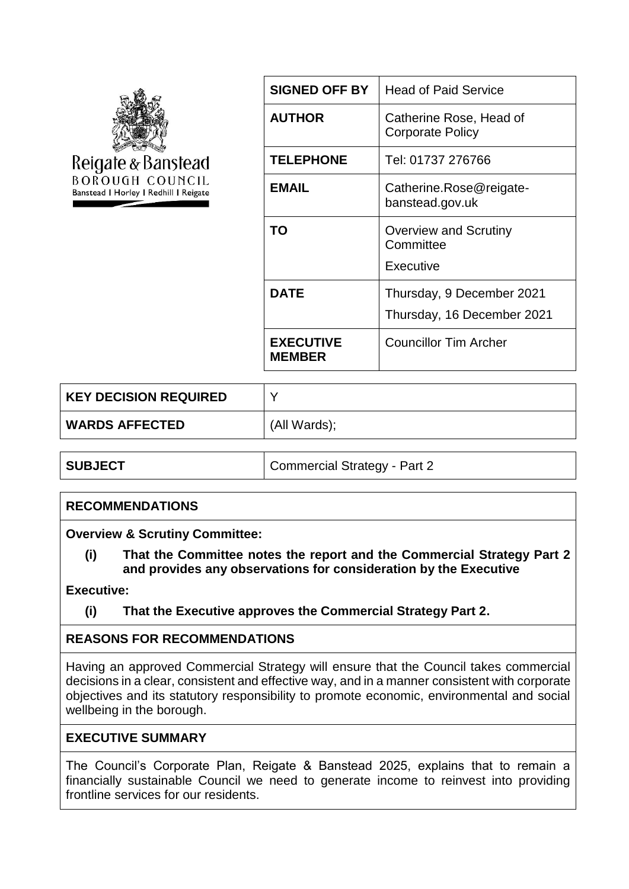Reigate & Banstead
BOROUGH COUNCIL
Banstead | Horley | Redhill | Reigate

| | |
|---|---|
| **SIGNED OFF BY** | Head of Paid Service |
| **AUTHOR** | Catherine Rose, Head of Corporate Policy |
| **TELEPHONE** | Tel: 01737 276766 |
| **EMAIL** | Catherine.Rose@reigate-banstead.gov.uk |
| **TO** | Overview and Scrutiny Committee<br>Executive |
| **DATE** | Thursday, 9 December 2021<br>Thursday, 16 December 2021 |
| **EXECUTIVE MEMBER** | Councillor Tim Archer |

| | |
|---|---|
| **KEY DECISION REQUIRED** | Y |
| **WARDS AFFECTED** | (All Wards); |

| | |
|---|---|
| **SUBJECT** | Commercial Strategy - Part 2 |

## RECOMMENDATIONS

**Overview & Scrutiny Committee:**

**(i) That the Committee notes the report and the Commercial Strategy Part 2 and provides any observations for consideration by the Executive**

**Executive:**

**(i) That the Executive approves the Commercial Strategy Part 2.**

## REASONS FOR RECOMMENDATIONS

Having an approved Commercial Strategy will ensure that the Council takes commercial decisions in a clear, consistent and effective way, and in a manner consistent with corporate objectives and its statutory responsibility to promote economic, environmental and social wellbeing in the borough.

## EXECUTIVE SUMMARY

The Council's Corporate Plan, Reigate & Banstead 2025, explains that to remain a financially sustainable Council we need to generate income to reinvest into providing frontline services for our residents.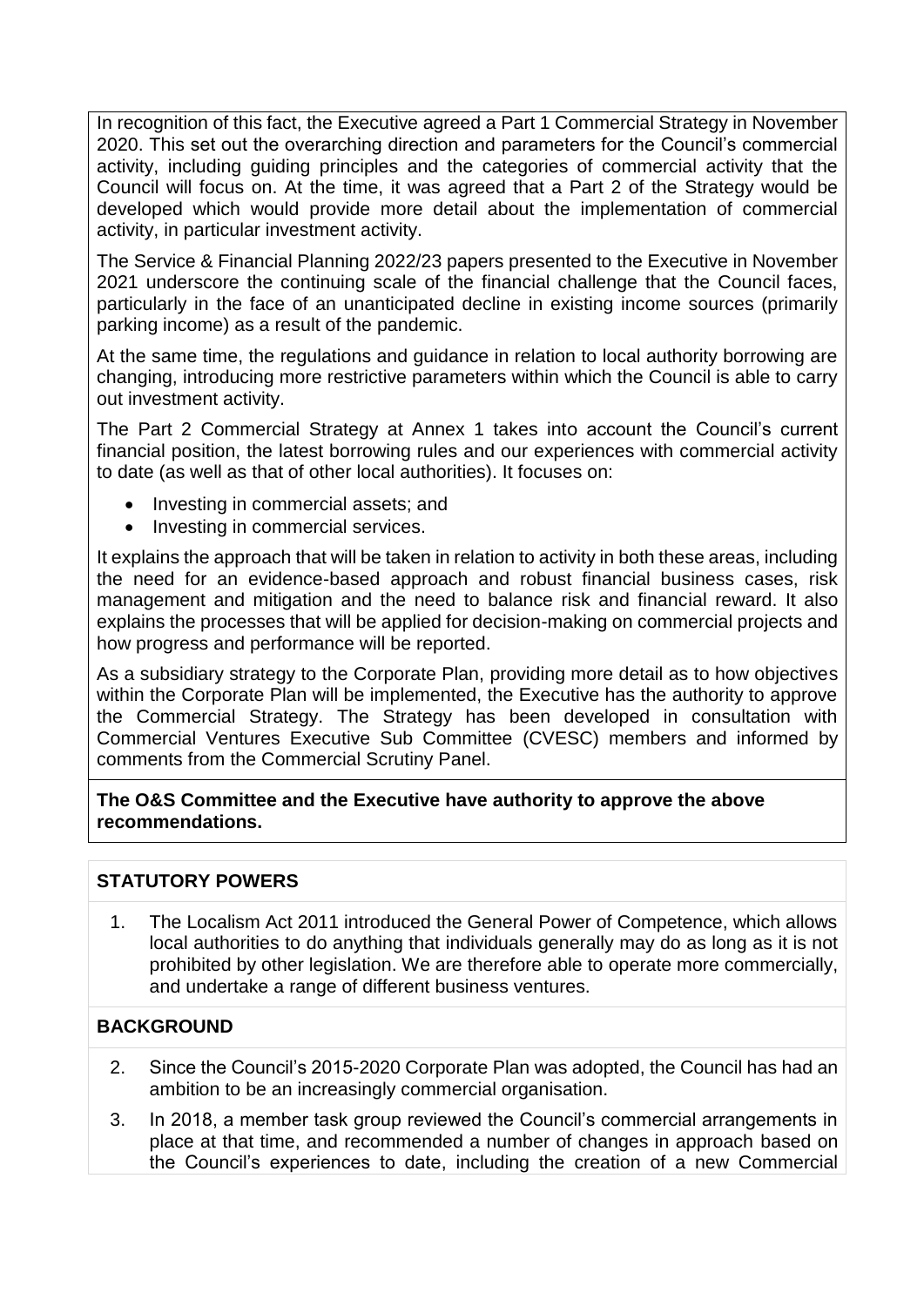In recognition of this fact, the Executive agreed a Part 1 Commercial Strategy in November 2020. This set out the overarching direction and parameters for the Council's commercial activity, including guiding principles and the categories of commercial activity that the Council will focus on. At the time, it was agreed that a Part 2 of the Strategy would be developed which would provide more detail about the implementation of commercial activity, in particular investment activity.

The Service & Financial Planning 2022/23 papers presented to the Executive in November 2021 underscore the continuing scale of the financial challenge that the Council faces, particularly in the face of an unanticipated decline in existing income sources (primarily parking income) as a result of the pandemic.

At the same time, the regulations and guidance in relation to local authority borrowing are changing, introducing more restrictive parameters within which the Council is able to carry out investment activity.

The Part 2 Commercial Strategy at Annex 1 takes into account the Council's current financial position, the latest borrowing rules and our experiences with commercial activity to date (as well as that of other local authorities). It focuses on:

- Investing in commercial assets; and
- Investing in commercial services.

It explains the approach that will be taken in relation to activity in both these areas, including the need for an evidence-based approach and robust financial business cases, risk management and mitigation and the need to balance risk and financial reward. It also explains the processes that will be applied for decision-making on commercial projects and how progress and performance will be reported.

As a subsidiary strategy to the Corporate Plan, providing more detail as to how objectives within the Corporate Plan will be implemented, the Executive has the authority to approve the Commercial Strategy. The Strategy has been developed in consultation with Commercial Ventures Executive Sub Committee (CVESC) members and informed by comments from the Commercial Scrutiny Panel.

**The O&S Committee and the Executive have authority to approve the above recommendations.**

## STATUTORY POWERS

1. The Localism Act 2011 introduced the General Power of Competence, which allows local authorities to do anything that individuals generally may do as long as it is not prohibited by other legislation. We are therefore able to operate more commercially, and undertake a range of different business ventures.

## BACKGROUND

2. Since the Council's 2015-2020 Corporate Plan was adopted, the Council has had an ambition to be an increasingly commercial organisation.
3. In 2018, a member task group reviewed the Council's commercial arrangements in place at that time, and recommended a number of changes in approach based on the Council's experiences to date, including the creation of a new Commercial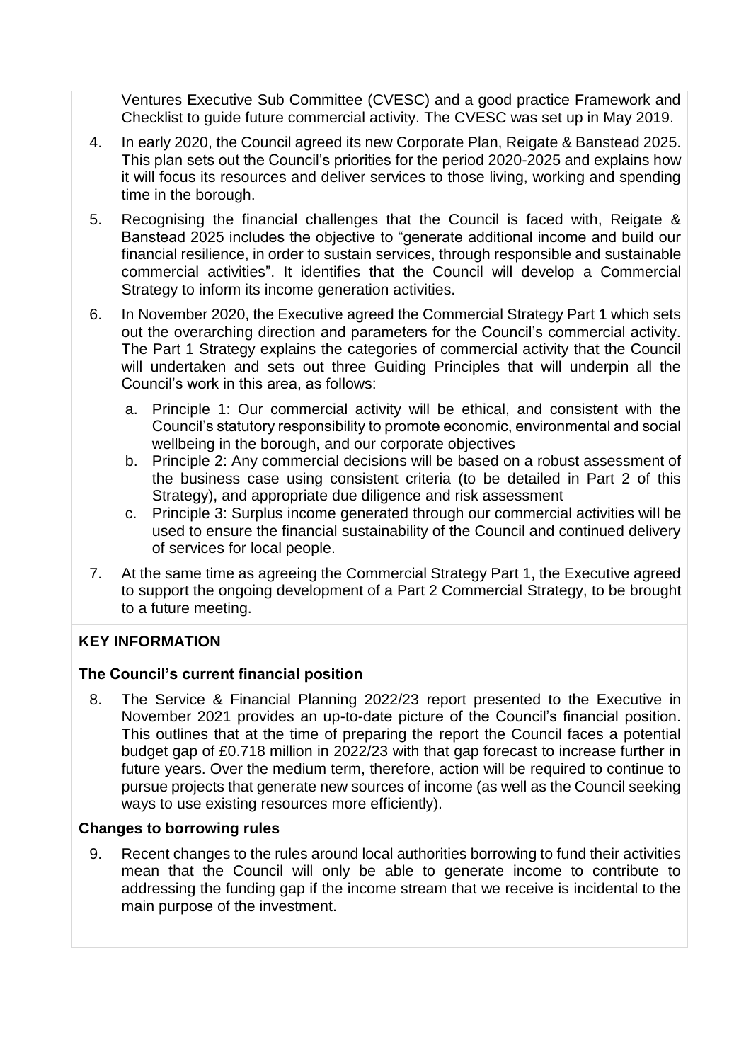Ventures Executive Sub Committee (CVESC) and a good practice Framework and Checklist to guide future commercial activity. The CVESC was set up in May 2019.

4. In early 2020, the Council agreed its new Corporate Plan, Reigate & Banstead 2025. This plan sets out the Council's priorities for the period 2020-2025 and explains how it will focus its resources and deliver services to those living, working and spending time in the borough.

5. Recognising the financial challenges that the Council is faced with, Reigate & Banstead 2025 includes the objective to "generate additional income and build our financial resilience, in order to sustain services, through responsible and sustainable commercial activities". It identifies that the Council will develop a Commercial Strategy to inform its income generation activities.

6. In November 2020, the Executive agreed the Commercial Strategy Part 1 which sets out the overarching direction and parameters for the Council's commercial activity. The Part 1 Strategy explains the categories of commercial activity that the Council will undertaken and sets out three Guiding Principles that will underpin all the Council's work in this area, as follows:

   a. Principle 1: Our commercial activity will be ethical, and consistent with the Council's statutory responsibility to promote economic, environmental and social wellbeing in the borough, and our corporate objectives
   b. Principle 2: Any commercial decisions will be based on a robust assessment of the business case using consistent criteria (to be detailed in Part 2 of this Strategy), and appropriate due diligence and risk assessment
   c. Principle 3: Surplus income generated through our commercial activities will be used to ensure the financial sustainability of the Council and continued delivery of services for local people.

7. At the same time as agreeing the Commercial Strategy Part 1, the Executive agreed to support the ongoing development of a Part 2 Commercial Strategy, to be brought to a future meeting.

## KEY INFORMATION

### The Council's current financial position

8. The Service & Financial Planning 2022/23 report presented to the Executive in November 2021 provides an up-to-date picture of the Council's financial position. This outlines that at the time of preparing the report the Council faces a potential budget gap of £0.718 million in 2022/23 with that gap forecast to increase further in future years. Over the medium term, therefore, action will be required to continue to pursue projects that generate new sources of income (as well as the Council seeking ways to use existing resources more efficiently).

### Changes to borrowing rules

9. Recent changes to the rules around local authorities borrowing to fund their activities mean that the Council will only be able to generate income to contribute to addressing the funding gap if the income stream that we receive is incidental to the main purpose of the investment.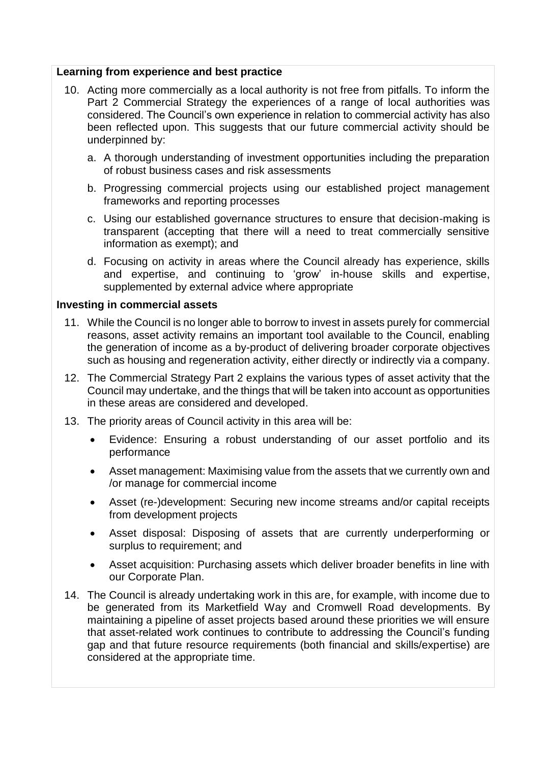**Learning from experience and best practice**

10. Acting more commercially as a local authority is not free from pitfalls. To inform the Part 2 Commercial Strategy the experiences of a range of local authorities was considered. The Council's own experience in relation to commercial activity has also been reflected upon. This suggests that our future commercial activity should be underpinned by:

    a. A thorough understanding of investment opportunities including the preparation of robust business cases and risk assessments

    b. Progressing commercial projects using our established project management frameworks and reporting processes

    c. Using our established governance structures to ensure that decision-making is transparent (accepting that there will a need to treat commercially sensitive information as exempt); and

    d. Focusing on activity in areas where the Council already has experience, skills and expertise, and continuing to 'grow' in-house skills and expertise, supplemented by external advice where appropriate

**Investing in commercial assets**

11. While the Council is no longer able to borrow to invest in assets purely for commercial reasons, asset activity remains an important tool available to the Council, enabling the generation of income as a by-product of delivering broader corporate objectives such as housing and regeneration activity, either directly or indirectly via a company.

12. The Commercial Strategy Part 2 explains the various types of asset activity that the Council may undertake, and the things that will be taken into account as opportunities in these areas are considered and developed.

13. The priority areas of Council activity in this area will be:

    - Evidence: Ensuring a robust understanding of our asset portfolio and its performance
    - Asset management: Maximising value from the assets that we currently own and /or manage for commercial income
    - Asset (re-)development: Securing new income streams and/or capital receipts from development projects
    - Asset disposal: Disposing of assets that are currently underperforming or surplus to requirement; and
    - Asset acquisition: Purchasing assets which deliver broader benefits in line with our Corporate Plan.

14. The Council is already undertaking work in this are, for example, with income due to be generated from its Marketfield Way and Cromwell Road developments. By maintaining a pipeline of asset projects based around these priorities we will ensure that asset-related work continues to contribute to addressing the Council's funding gap and that future resource requirements (both financial and skills/expertise) are considered at the appropriate time.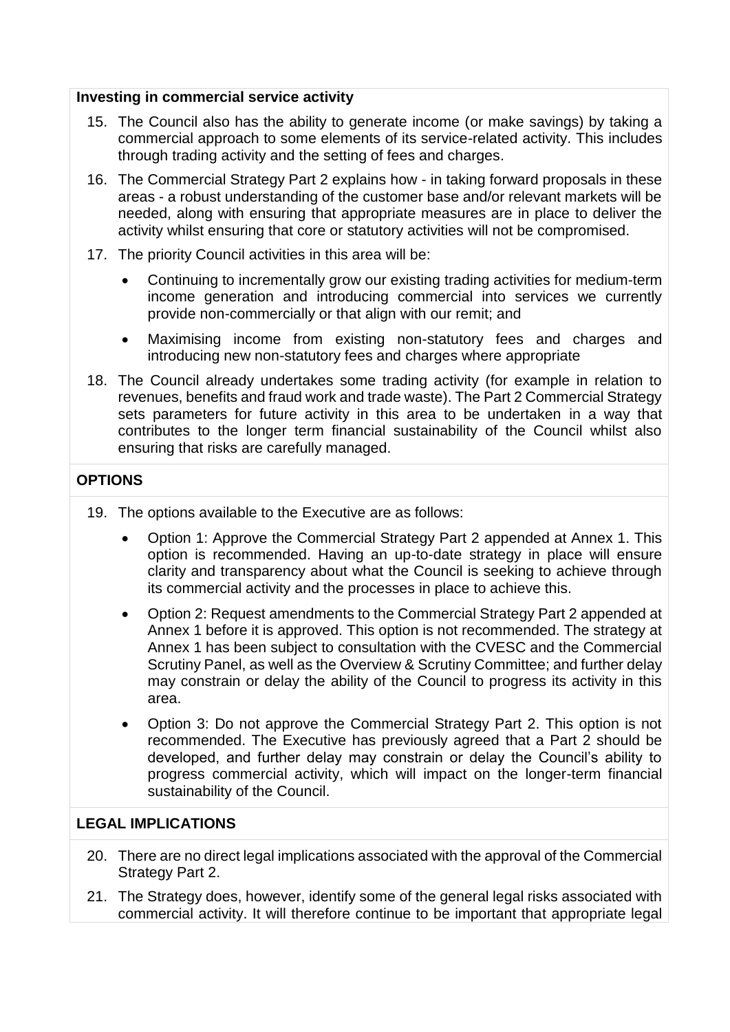**Investing in commercial service activity**

15. The Council also has the ability to generate income (or make savings) by taking a commercial approach to some elements of its service-related activity. This includes through trading activity and the setting of fees and charges.

16. The Commercial Strategy Part 2 explains how - in taking forward proposals in these areas - a robust understanding of the customer base and/or relevant markets will be needed, along with ensuring that appropriate measures are in place to deliver the activity whilst ensuring that core or statutory activities will not be compromised.

17. The priority Council activities in this area will be:

    - Continuing to incrementally grow our existing trading activities for medium-term income generation and introducing commercial into services we currently provide non-commercially or that align with our remit; and
    - Maximising income from existing non-statutory fees and charges and introducing new non-statutory fees and charges where appropriate

18. The Council already undertakes some trading activity (for example in relation to revenues, benefits and fraud work and trade waste). The Part 2 Commercial Strategy sets parameters for future activity in this area to be undertaken in a way that contributes to the longer term financial sustainability of the Council whilst also ensuring that risks are carefully managed.

## OPTIONS

19. The options available to the Executive are as follows:

    - Option 1: Approve the Commercial Strategy Part 2 appended at Annex 1. This option is recommended. Having an up-to-date strategy in place will ensure clarity and transparency about what the Council is seeking to achieve through its commercial activity and the processes in place to achieve this.
    - Option 2: Request amendments to the Commercial Strategy Part 2 appended at Annex 1 before it is approved. This option is not recommended. The strategy at Annex 1 has been subject to consultation with the CVESC and the Commercial Scrutiny Panel, as well as the Overview & Scrutiny Committee; and further delay may constrain or delay the ability of the Council to progress its activity in this area.
    - Option 3: Do not approve the Commercial Strategy Part 2. This option is not recommended. The Executive has previously agreed that a Part 2 should be developed, and further delay may constrain or delay the Council's ability to progress commercial activity, which will impact on the longer-term financial sustainability of the Council.

## LEGAL IMPLICATIONS

20. There are no direct legal implications associated with the approval of the Commercial Strategy Part 2.

21. The Strategy does, however, identify some of the general legal risks associated with commercial activity. It will therefore continue to be important that appropriate legal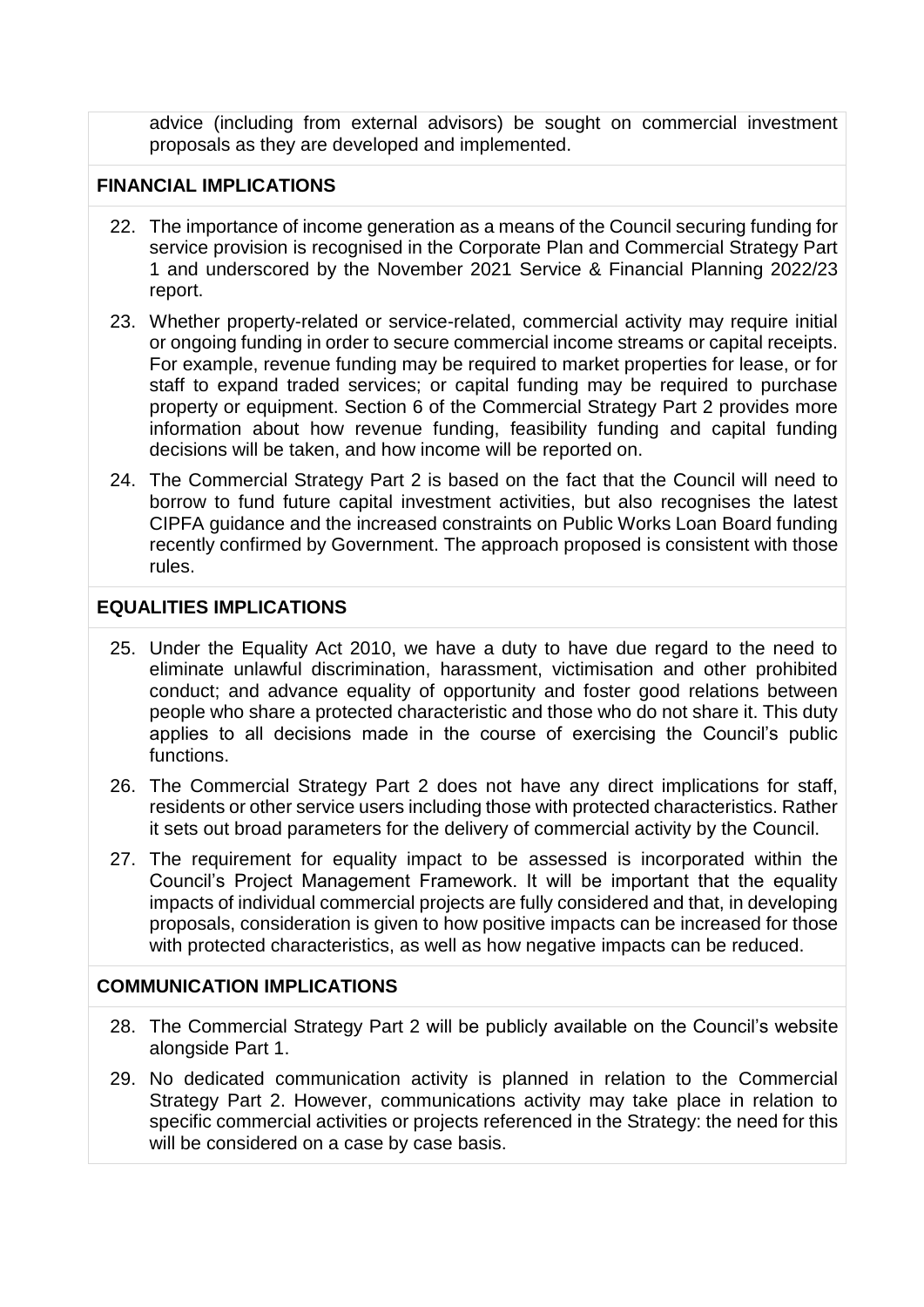advice (including from external advisors) be sought on commercial investment proposals as they are developed and implemented.

## FINANCIAL IMPLICATIONS

22. The importance of income generation as a means of the Council securing funding for service provision is recognised in the Corporate Plan and Commercial Strategy Part 1 and underscored by the November 2021 Service & Financial Planning 2022/23 report.

23. Whether property-related or service-related, commercial activity may require initial or ongoing funding in order to secure commercial income streams or capital receipts. For example, revenue funding may be required to market properties for lease, or for staff to expand traded services; or capital funding may be required to purchase property or equipment. Section 6 of the Commercial Strategy Part 2 provides more information about how revenue funding, feasibility funding and capital funding decisions will be taken, and how income will be reported on.

24. The Commercial Strategy Part 2 is based on the fact that the Council will need to borrow to fund future capital investment activities, but also recognises the latest CIPFA guidance and the increased constraints on Public Works Loan Board funding recently confirmed by Government. The approach proposed is consistent with those rules.

## EQUALITIES IMPLICATIONS

25. Under the Equality Act 2010, we have a duty to have due regard to the need to eliminate unlawful discrimination, harassment, victimisation and other prohibited conduct; and advance equality of opportunity and foster good relations between people who share a protected characteristic and those who do not share it. This duty applies to all decisions made in the course of exercising the Council's public functions.

26. The Commercial Strategy Part 2 does not have any direct implications for staff, residents or other service users including those with protected characteristics. Rather it sets out broad parameters for the delivery of commercial activity by the Council.

27. The requirement for equality impact to be assessed is incorporated within the Council's Project Management Framework. It will be important that the equality impacts of individual commercial projects are fully considered and that, in developing proposals, consideration is given to how positive impacts can be increased for those with protected characteristics, as well as how negative impacts can be reduced.

## COMMUNICATION IMPLICATIONS

28. The Commercial Strategy Part 2 will be publicly available on the Council's website alongside Part 1.

29. No dedicated communication activity is planned in relation to the Commercial Strategy Part 2. However, communications activity may take place in relation to specific commercial activities or projects referenced in the Strategy: the need for this will be considered on a case by case basis.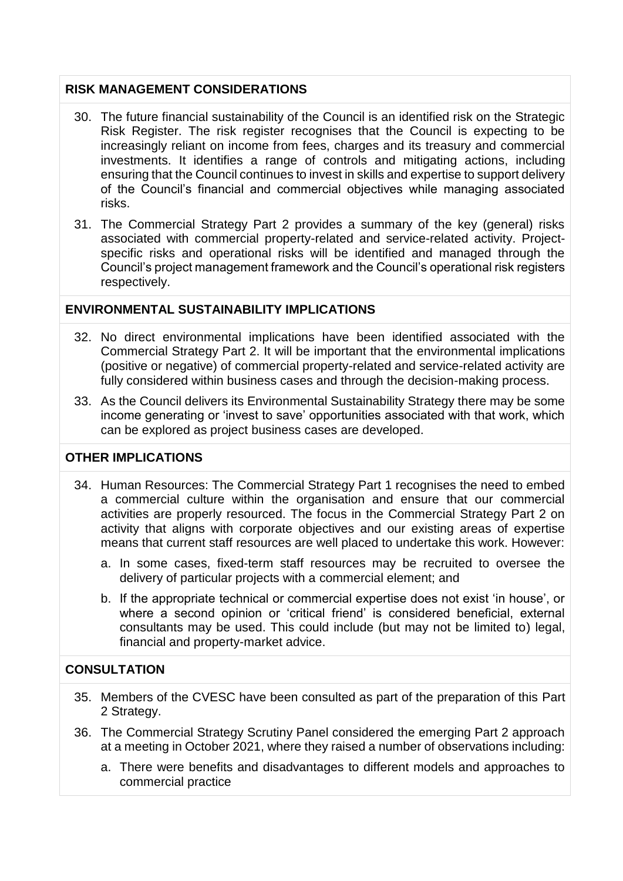## RISK MANAGEMENT CONSIDERATIONS

30. The future financial sustainability of the Council is an identified risk on the Strategic Risk Register. The risk register recognises that the Council is expecting to be increasingly reliant on income from fees, charges and its treasury and commercial investments. It identifies a range of controls and mitigating actions, including ensuring that the Council continues to invest in skills and expertise to support delivery of the Council's financial and commercial objectives while managing associated risks.

31. The Commercial Strategy Part 2 provides a summary of the key (general) risks associated with commercial property-related and service-related activity. Project-specific risks and operational risks will be identified and managed through the Council's project management framework and the Council's operational risk registers respectively.

## ENVIRONMENTAL SUSTAINABILITY IMPLICATIONS

32. No direct environmental implications have been identified associated with the Commercial Strategy Part 2. It will be important that the environmental implications (positive or negative) of commercial property-related and service-related activity are fully considered within business cases and through the decision-making process.

33. As the Council delivers its Environmental Sustainability Strategy there may be some income generating or 'invest to save' opportunities associated with that work, which can be explored as project business cases are developed.

## OTHER IMPLICATIONS

34. Human Resources: The Commercial Strategy Part 1 recognises the need to embed a commercial culture within the organisation and ensure that our commercial activities are properly resourced. The focus in the Commercial Strategy Part 2 on activity that aligns with corporate objectives and our existing areas of expertise means that current staff resources are well placed to undertake this work. However:

    a. In some cases, fixed-term staff resources may be recruited to oversee the delivery of particular projects with a commercial element; and

    b. If the appropriate technical or commercial expertise does not exist 'in house', or where a second opinion or 'critical friend' is considered beneficial, external consultants may be used. This could include (but may not be limited to) legal, financial and property-market advice.

## CONSULTATION

35. Members of the CVESC have been consulted as part of the preparation of this Part 2 Strategy.

36. The Commercial Strategy Scrutiny Panel considered the emerging Part 2 approach at a meeting in October 2021, where they raised a number of observations including:

    a. There were benefits and disadvantages to different models and approaches to commercial practice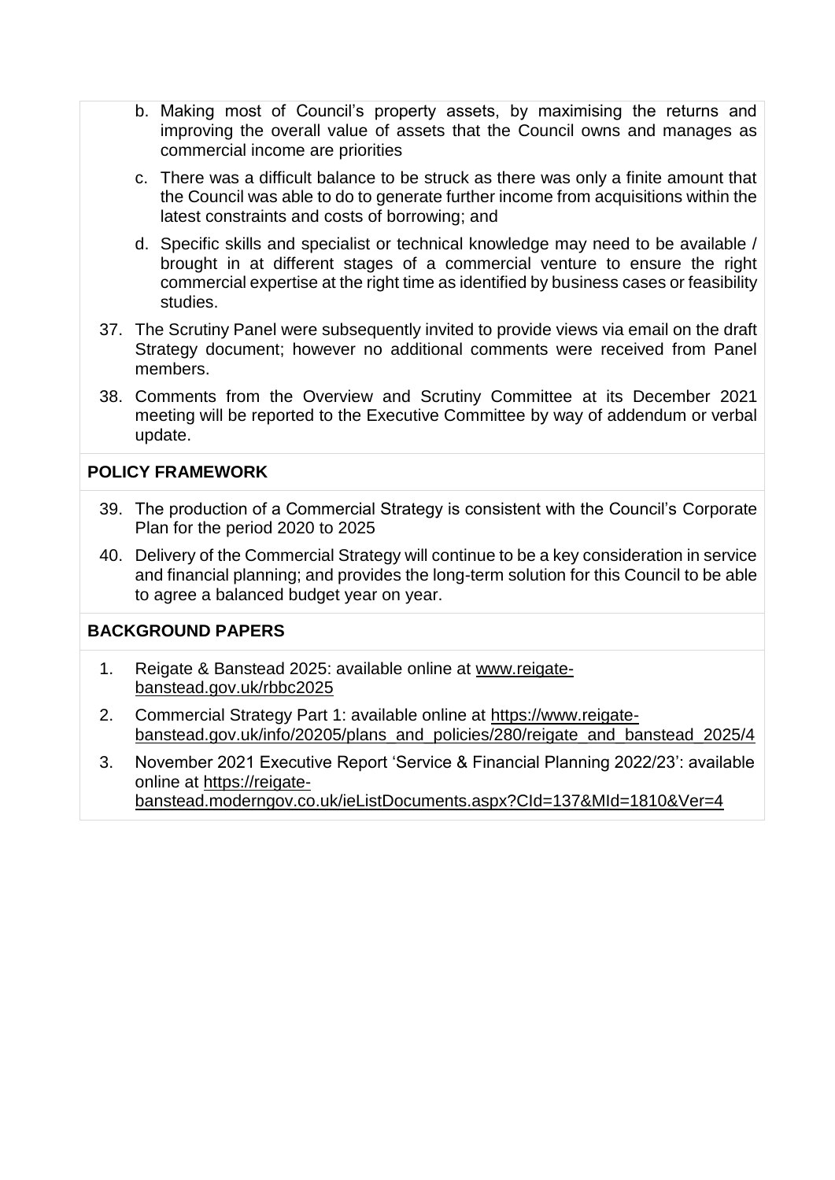b. Making most of Council's property assets, by maximising the returns and improving the overall value of assets that the Council owns and manages as commercial income are priorities

c. There was a difficult balance to be struck as there was only a finite amount that the Council was able to do to generate further income from acquisitions within the latest constraints and costs of borrowing; and

d. Specific skills and specialist or technical knowledge may need to be available / brought in at different stages of a commercial venture to ensure the right commercial expertise at the right time as identified by business cases or feasibility studies.

37. The Scrutiny Panel were subsequently invited to provide views via email on the draft Strategy document; however no additional comments were received from Panel members.

38. Comments from the Overview and Scrutiny Committee at its December 2021 meeting will be reported to the Executive Committee by way of addendum or verbal update.

## POLICY FRAMEWORK

39. The production of a Commercial Strategy is consistent with the Council's Corporate Plan for the period 2020 to 2025

40. Delivery of the Commercial Strategy will continue to be a key consideration in service and financial planning; and provides the long-term solution for this Council to be able to agree a balanced budget year on year.

## BACKGROUND PAPERS

1. Reigate & Banstead 2025: available online at www.reigate-banstead.gov.uk/rbbc2025
2. Commercial Strategy Part 1: available online at https://www.reigate-banstead.gov.uk/info/20205/plans_and_policies/280/reigate_and_banstead_2025/4
3. November 2021 Executive Report 'Service & Financial Planning 2022/23': available online at https://reigate-banstead.moderngov.co.uk/ieListDocuments.aspx?CId=137&MId=1810&Ver=4